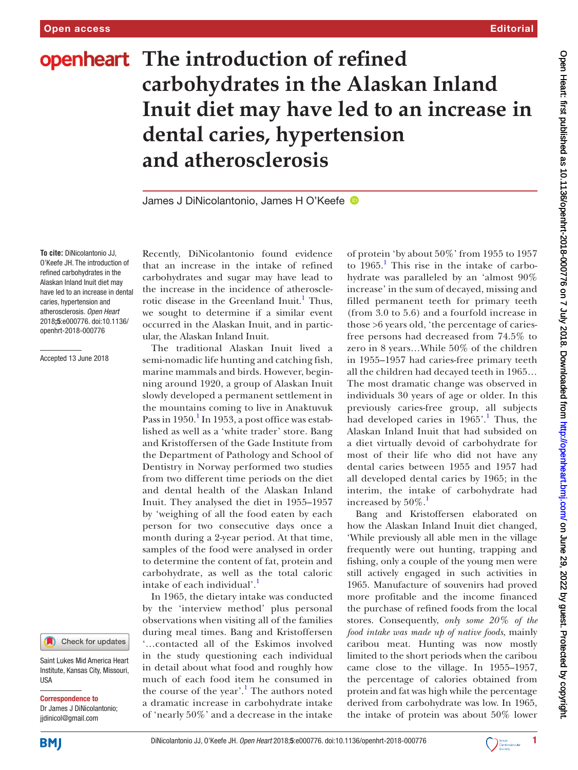Open access | Editorial

# The introduction of refined carbohydrates in the Alaskan Inland Inuit diet may have led to an increase in dental caries, hypertension and atherosclerosis

James J DiNicolantonio, James H O'Keefe

**To cite:** DiNicolantonio JJ, O'Keefe JH. The introduction of refined carbohydrates in the Alaskan Inland Inuit diet may have led to an increase in dental caries, hypertension and atherosclerosis. *Open Heart* 2018;**5**:e000776. doi:10.1136/openhrt-2018-000776

Accepted 13 June 2018

Saint Lukes Mid America Heart Institute, Kansas City, Missouri, USA

**Correspondence to**
Dr James J DiNicolantonio; jjdinicol@gmail.com

Recently, DiNicolantonio found evidence that an increase in the intake of refined carbohydrates and sugar may have lead to the increase in the incidence of atherosclerotic disease in the Greenland Inuit.[1] Thus, we sought to determine if a similar event occurred in the Alaskan Inuit, and in particular, the Alaskan Inland Inuit.

The traditional Alaskan Inuit lived a semi-nomadic life hunting and catching fish, marine mammals and birds. However, beginning around 1920, a group of Alaskan Inuit slowly developed a permanent settlement in the mountains coming to live in Anaktuvuk Pass in 1950.[1] In 1953, a post office was established as well as a 'white trader' store. Bang and Kristoffersen of the Gade Institute from the Department of Pathology and School of Dentistry in Norway performed two studies from two different time periods on the diet and dental health of the Alaskan Inland Inuit. They analysed the diet in 1955–1957 by 'weighing of all the food eaten by each person for two consecutive days once a month during a 2-year period. At that time, samples of the food were analysed in order to determine the content of fat, protein and carbohydrate, as well as the total caloric intake of each individual'.[1]

In 1965, the dietary intake was conducted by the 'interview method' plus personal observations when visiting all of the families during meal times. Bang and Kristoffersen '…contacted all of the Eskimos involved in the study questioning each individual in detail about what food and roughly how much of each food item he consumed in the course of the year'.[1] The authors noted a dramatic increase in carbohydrate intake of 'nearly 50%' and a decrease in the intake of protein 'by about 50%' from 1955 to 1957 to 1965.[1] This rise in the intake of carbohydrate was paralleled by an 'almost 90% increase' in the sum of decayed, missing and filled permanent teeth for primary teeth (from 3.0 to 5.6) and a fourfold increase in those >6 years old, 'the percentage of caries-free persons had decreased from 74.5% to zero in 8 years…While 50% of the children in 1955–1957 had caries-free primary teeth all the children had decayed teeth in 1965… The most dramatic change was observed in individuals 30 years of age or older. In this previously caries-free group, all subjects had developed caries in 1965'.[1] Thus, the Alaskan Inland Inuit that had subsided on a diet virtually devoid of carbohydrate for most of their life who did not have any dental caries between 1955 and 1957 had all developed dental caries by 1965; in the interim, the intake of carbohydrate had increased by 50%.[1]

Bang and Kristoffersen elaborated on how the Alaskan Inland Inuit diet changed, 'While previously all able men in the village frequently were out hunting, trapping and fishing, only a couple of the young men were still actively engaged in such activities in 1965. Manufacture of souvenirs had proved more profitable and the income financed the purchase of refined foods from the local stores. Consequently, *only some 20% of the food intake was made up of native foods*, mainly caribou meat. Hunting was now mostly limited to the short periods when the caribou came close to the village. In 1955–1957, the percentage of calories obtained from protein and fat was high while the percentage derived from carbohydrate was low. In 1965, the intake of protein was about 50% lower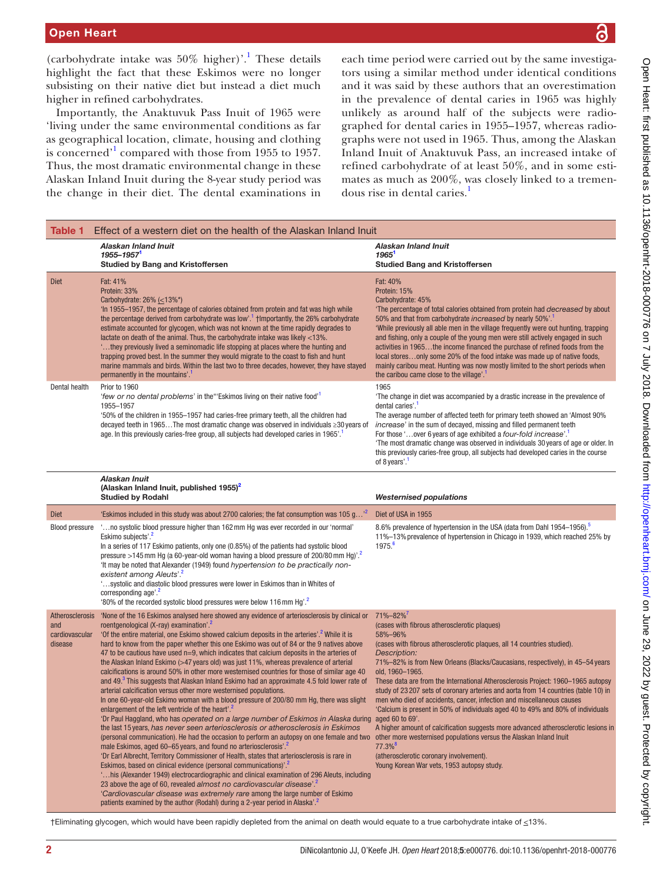(carbohydrate intake was 50% higher)'.[1] These details highlight the fact that these Eskimos were no longer subsisting on their native diet but instead a diet much higher in refined carbohydrates.

Importantly, the Anaktuvuk Pass Inuit of 1965 were 'living under the same environmental conditions as far as geographical location, climate, housing and clothing is concerned'[1] compared with those from 1955 to 1957. Thus, the most dramatic environmental change in these Alaskan Inland Inuit during the 8-year study period was the change in their diet. The dental examinations in each time period were carried out by the same investigators using a similar method under identical conditions and it was said by these authors that an overestimation in the prevalence of dental caries in 1965 was highly unlikely as around half of the subjects were radiographed for dental caries in 1955–1957, whereas radiographs were not used in 1965. Thus, among the Alaskan Inland Inuit of Anaktuvuk Pass, an increased intake of refined carbohydrate of at least 50%, and in some estimates as much as 200%, was closely linked to a tremendous rise in dental caries.[1]

**Table 1** Effect of a western diet on the health of the Alaskan Inland Inuit

| | *Alaskan Inland Inuit* *1955–1957*[1] Studied by Bang and Kristoffersen | *Alaskan Inland Inuit* *1965*[1] Studied Bang and Kristoffersen |
|---|---|---|
| Diet | Fat: 41% Protein: 33% Carbohydrate: 26% (≤13%*) 'In 1955–1957, the percentage of calories obtained from protein and fat was high while the percentage derived from carbohydrate was low'.[1] †Importantly, the 26% carbohydrate estimate accounted for glycogen, which was not known at the time rapidly degrades to lactate on death of the animal. Thus, the carbohydrate intake was likely <13%. '…they previously lived a seminomadic life stopping at places where the hunting and trapping proved best. In the summer they would migrate to the coast to fish and hunt marine mammals and birds. Within the last two to three decades, however, they have stayed permanently in the mountains'.[1] | Fat: 40% Protein: 15% Carbohydrate: 45% 'The percentage of total calories obtained from protein had *decreased* by about 50% and that from carbohydrate *increased* by nearly 50%'.[1] 'While previously all able men in the village frequently were out hunting, trapping and fishing, only a couple of the young men were still actively engaged in such activities in 1965…the income financed the purchase of refined foods from the local stores…only some 20% of the food intake was made up of native foods, mainly caribou meat. Hunting was now mostly limited to the short periods when the caribou came close to the village'.[1] |
| Dental health | Prior to 1960 '*few or no dental problems*' in the"'Eskimos living on their native food'[1] 1955–1957 '50% of the children in 1955–1957 had caries-free primary teeth, all the children had decayed teeth in 1965…The most dramatic change was observed in individuals ≥30 years of age. In this previously caries-free group, all subjects had developed caries in 1965'.[1] | 1965 'The change in diet was accompanied by a drastic increase in the prevalence of dental caries'.[1] The average number of affected teeth for primary teeth showed an 'Almost 90% *increase*' in the sum of decayed, missing and filled permanent teeth For those '…over 6 years of age exhibited a *four-fold increase*'.[1] 'The most dramatic change was observed in individuals 30 years of age or older. In this previously caries-free group, all subjects had developed caries in the course of 8 years'.[1] |
| | *Alaskan Inuit* *(Alaskan Inland Inuit, published 1955)*[2] Studied by Rodahl | ***Westernised populations*** |
| Diet | 'Eskimos included in this study was about 2700 calories; the fat consumption was 105 g…'[2] | Diet of USA in 1955 |
| Blood pressure | '…no systolic blood pressure higher than 162 mm Hg was ever recorded in our 'normal' Eskimo subjects'.[2] In a series of 117 Eskimo patients, only one (0.85%) of the patients had systolic blood pressure >145 mm Hg (a 60-year-old woman having a blood pressure of 200/80 mm Hg)'.[2] 'It may be noted that Alexander (1949) found *hypertension to be practically non-existent among Aleuts*'.[2] '…systolic and diastolic blood pressures were lower in Eskimos than in Whites of corresponding age'.[2] '80% of the recorded systolic blood pressures were below 116 mm Hg'.[2] | 8.6% prevalence of hypertension in the USA (data from Dahl 1954–1956).[5] 11%–13% prevalence of hypertension in Chicago in 1939, which reached 25% by 1975.[6] |
| Atherosclerosis and cardiovascular disease | 'None of the 16 Eskimos analysed here showed any evidence of arteriosclerosis by clinical or roentgenological (X-ray) examination'.[2] 'Of the entire material, one Eskimo showed calcium deposits in the arteries'.[2] While it is hard to know from the paper whether this one Eskimo was out of 84 or the 9 natives above 47 to be cautious have used n=9, which indicates that calcium deposits in the arteries of the Alaskan Inland Eskimo (>47 years old) was just 11%, whereas prevalence of arterial calcifications is around 50% in other more westernised countries for those of similar age 40 and 49.[3] This suggests that Alaskan Inland Eskimo had an approximate 4.5 fold lower rate of arterial calcification versus other more westernised populations. In one 60-year-old Eskimo woman with a blood pressure of 200/80 mm Hg, there was slight enlargement of the left ventricle of the heart'.[2] 'Dr Paul Haggland, who has *operated on a large number of Eskimos in Alaska* during the last 15 years, *has never seen arteriosclerosis or atherosclerosis in Eskimos* (personal communication). He had the occasion to perform an autopsy on one female and two male Eskimos, aged 60–65 years, and found no arteriosclerosis'.[2] 'Dr Earl Albrecht, Territory Commissioner of Health, states that arteriosclerosis is rare in Eskimos, based on clinical evidence (personal communications)'.[2] '…his (Alexander 1949) electrocardiographic and clinical examination of 296 Aleuts, including 23 above the age of 60, revealed *almost no cardiovascular disease*'.[2] '*Cardiovascular disease was extremely rare* among the large number of Eskimo patients examined by the author (Rodahl) during a 2-year period in Alaska'.[2] | 71%–82%[7] (cases with fibrous atherosclerotic plaques) 58%–96% (cases with fibrous atherosclerotic plaques, all 14 countries studied). *Description:* 71%–82% is from New Orleans (Blacks/Caucasians, respectively), in 45–54 years old, 1960–1965. These data are from the International Atherosclerosis Project: 1960–1965 autopsy study of 23 207 sets of coronary arteries and aorta from 14 countries (table 10) in men who died of accidents, cancer, infection and miscellaneous causes 'Calcium is present in 50% of individuals aged 40 to 49% and 80% of individuals aged 60 to 69'. A higher amount of calcification suggests more advanced atherosclerotic lesions in other more westernised populations versus the Alaskan Inland Inuit 77.3%[8] (atherosclerotic coronary involvement). Young Korean War vets, 1953 autopsy study. |

†Eliminating glycogen, which would have been rapidly depleted from the animal on death would equate to a true carbohydrate intake of ≤13%.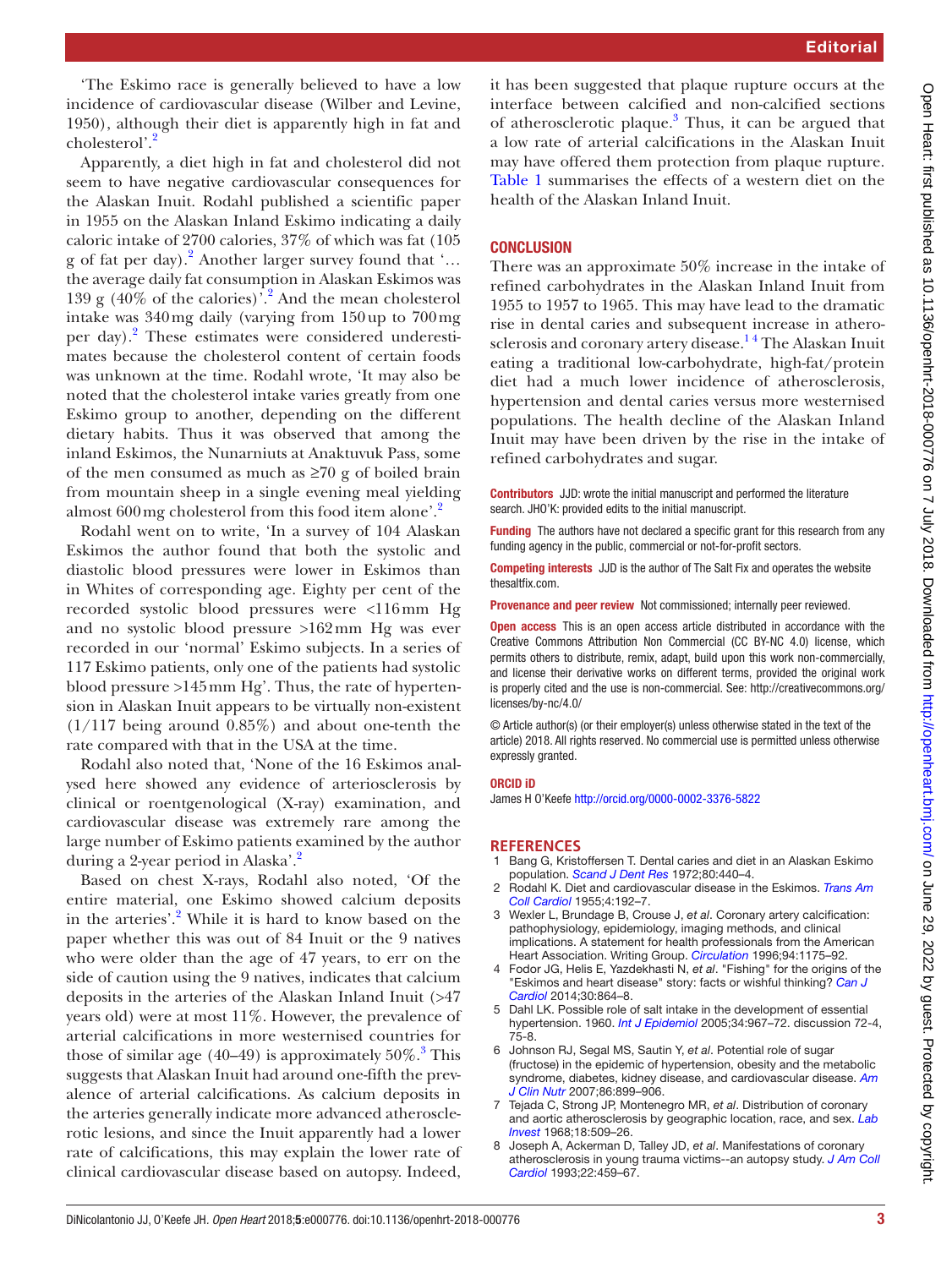'The Eskimo race is generally believed to have a low incidence of cardiovascular disease (Wilber and Levine, 1950), although their diet is apparently high in fat and cholesterol'.[2]

Apparently, a diet high in fat and cholesterol did not seem to have negative cardiovascular consequences for the Alaskan Inuit. Rodahl published a scientific paper in 1955 on the Alaskan Inland Eskimo indicating a daily caloric intake of 2700 calories, 37% of which was fat (105 g of fat per day).[2] Another larger survey found that '… the average daily fat consumption in Alaskan Eskimos was 139 g (40% of the calories)'.[2] And the mean cholesterol intake was 340 mg daily (varying from 150 up to 700 mg per day).[2] These estimates were considered underestimates because the cholesterol content of certain foods was unknown at the time. Rodahl wrote, 'It may also be noted that the cholesterol intake varies greatly from one Eskimo group to another, depending on the different dietary habits. Thus it was observed that among the inland Eskimos, the Nunarniuts at Anaktuvuk Pass, some of the men consumed as much as ≥70 g of boiled brain from mountain sheep in a single evening meal yielding almost 600 mg cholesterol from this food item alone'.[2]

Rodahl went on to write, 'In a survey of 104 Alaskan Eskimos the author found that both the systolic and diastolic blood pressures were lower in Eskimos than in Whites of corresponding age. Eighty per cent of the recorded systolic blood pressures were <116 mm Hg and no systolic blood pressure >162 mm Hg was ever recorded in our 'normal' Eskimo subjects. In a series of 117 Eskimo patients, only one of the patients had systolic blood pressure >145 mm Hg'. Thus, the rate of hypertension in Alaskan Inuit appears to be virtually non-existent (1/117 being around 0.85%) and about one-tenth the rate compared with that in the USA at the time.

Rodahl also noted that, 'None of the 16 Eskimos analysed here showed any evidence of arteriosclerosis by clinical or roentgenological (X-ray) examination, and cardiovascular disease was extremely rare among the large number of Eskimo patients examined by the author during a 2-year period in Alaska'.[2]

Based on chest X-rays, Rodahl also noted, 'Of the entire material, one Eskimo showed calcium deposits in the arteries'.[2] While it is hard to know based on the paper whether this was out of 84 Inuit or the 9 natives who were older than the age of 47 years, to err on the side of caution using the 9 natives, indicates that calcium deposits in the arteries of the Alaskan Inland Inuit (>47 years old) were at most 11%. However, the prevalence of arterial calcifications in more westernised countries for those of similar age (40–49) is approximately 50%.[3] This suggests that Alaskan Inuit had around one-fifth the prevalence of arterial calcifications. As calcium deposits in the arteries generally indicate more advanced atherosclerotic lesions, and since the Inuit apparently had a lower rate of calcifications, this may explain the lower rate of clinical cardiovascular disease based on autopsy. Indeed, it has been suggested that plaque rupture occurs at the interface between calcified and non-calcified sections of atherosclerotic plaque.[3] Thus, it can be argued that a low rate of arterial calcifications in the Alaskan Inuit may have offered them protection from plaque rupture. Table 1 summarises the effects of a western diet on the health of the Alaskan Inland Inuit.

## CONCLUSION

There was an approximate 50% increase in the intake of refined carbohydrates in the Alaskan Inland Inuit from 1955 to 1957 to 1965. This may have lead to the dramatic rise in dental caries and subsequent increase in atherosclerosis and coronary artery disease.[1 4] The Alaskan Inuit eating a traditional low-carbohydrate, high-fat/protein diet had a much lower incidence of atherosclerosis, hypertension and dental caries versus more westernised populations. The health decline of the Alaskan Inland Inuit may have been driven by the rise in the intake of refined carbohydrates and sugar.

**Contributors** JJD: wrote the initial manuscript and performed the literature search. JHO'K: provided edits to the initial manuscript.

**Funding** The authors have not declared a specific grant for this research from any funding agency in the public, commercial or not-for-profit sectors.

**Competing interests** JJD is the author of The Salt Fix and operates the website thesaltfix.com.

**Provenance and peer review** Not commissioned; internally peer reviewed.

**Open access** This is an open access article distributed in accordance with the Creative Commons Attribution Non Commercial (CC BY-NC 4.0) license, which permits others to distribute, remix, adapt, build upon this work non-commercially, and license their derivative works on different terms, provided the original work is properly cited and the use is non-commercial. See: http://creativecommons.org/licenses/by-nc/4.0/

© Article author(s) (or their employer(s) unless otherwise stated in the text of the article) 2018. All rights reserved. No commercial use is permitted unless otherwise expressly granted.

**ORCID iD**

James H O'Keefe http://orcid.org/0000-0002-3376-5822

## REFERENCES

1. Bang G, Kristoffersen T. Dental caries and diet in an Alaskan Eskimo population. *Scand J Dent Res* 1972;80:440–4.
2. Rodahl K. Diet and cardiovascular disease in the Eskimos. *Trans Am Coll Cardiol* 1955;4:192–7.
3. Wexler L, Brundage B, Crouse J, *et al*. Coronary artery calcification: pathophysiology, epidemiology, imaging methods, and clinical implications. A statement for health professionals from the American Heart Association. Writing Group. *Circulation* 1996;94:1175–92.
4. Fodor JG, Helis E, Yazdekhasti N, *et al*. "Fishing" for the origins of the "Eskimos and heart disease" story: facts or wishful thinking? *Can J Cardiol* 2014;30:864–8.
5. Dahl LK. Possible role of salt intake in the development of essential hypertension. 1960. *Int J Epidemiol* 2005;34:967–72. discussion 72-4, 75-8.
6. Johnson RJ, Segal MS, Sautin Y, *et al*. Potential role of sugar (fructose) in the epidemic of hypertension, obesity and the metabolic syndrome, diabetes, kidney disease, and cardiovascular disease. *Am J Clin Nutr* 2007;86:899–906.
7. Tejada C, Strong JP, Montenegro MR, *et al*. Distribution of coronary and aortic atherosclerosis by geographic location, race, and sex. *Lab Invest* 1968;18:509–26.
8. Joseph A, Ackerman D, Talley JD, *et al*. Manifestations of coronary atherosclerosis in young trauma victims--an autopsy study. *J Am Coll Cardiol* 1993;22:459–67.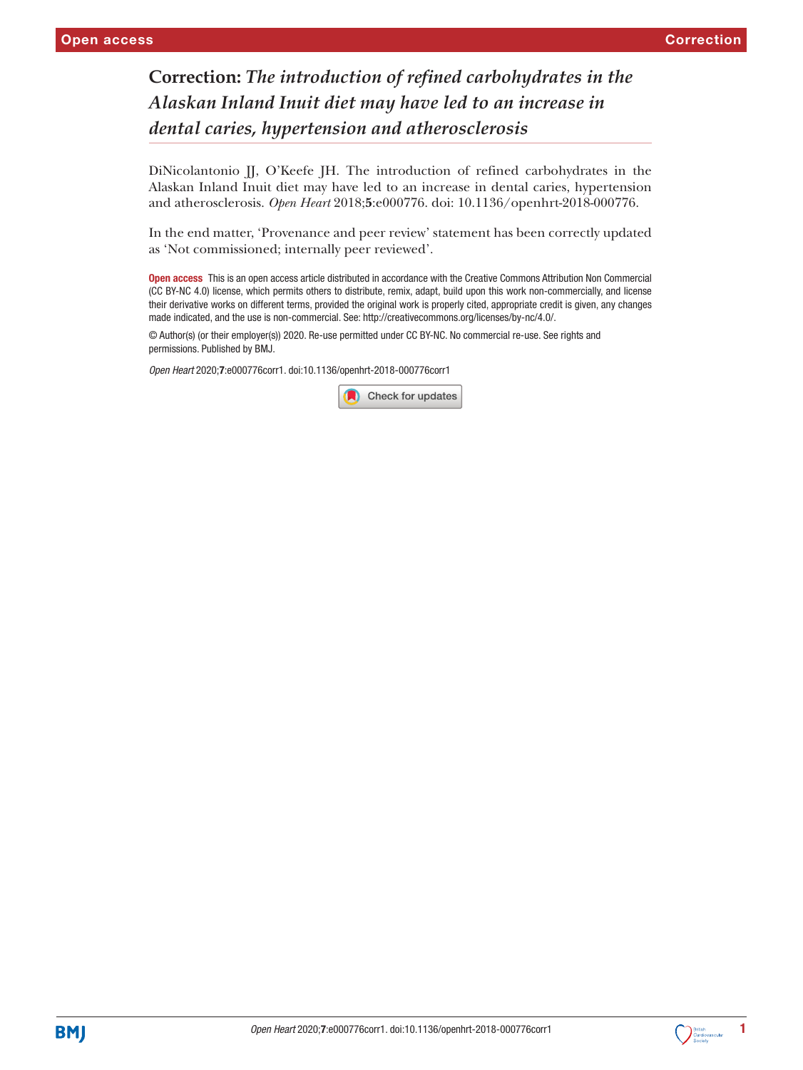# Correction: *The introduction of refined carbohydrates in the Alaskan Inland Inuit diet may have led to an increase in dental caries, hypertension and atherosclerosis*

DiNicolantonio JJ, O'Keefe JH. The introduction of refined carbohydrates in the Alaskan Inland Inuit diet may have led to an increase in dental caries, hypertension and atherosclerosis. *Open Heart* 2018;**5**:e000776. doi: 10.1136/openhrt-2018-000776.

In the end matter, 'Provenance and peer review' statement has been correctly updated as 'Not commissioned; internally peer reviewed'.

**Open access** This is an open access article distributed in accordance with the Creative Commons Attribution Non Commercial (CC BY-NC 4.0) license, which permits others to distribute, remix, adapt, build upon this work non-commercially, and license their derivative works on different terms, provided the original work is properly cited, appropriate credit is given, any changes made indicated, and the use is non-commercial. See: http://creativecommons.org/licenses/by-nc/4.0/.

© Author(s) (or their employer(s)) 2020. Re-use permitted under CC BY-NC. No commercial re-use. See rights and permissions. Published by BMJ.

*Open Heart* 2020;**7**:e000776corr1. doi:10.1136/openhrt-2018-000776corr1